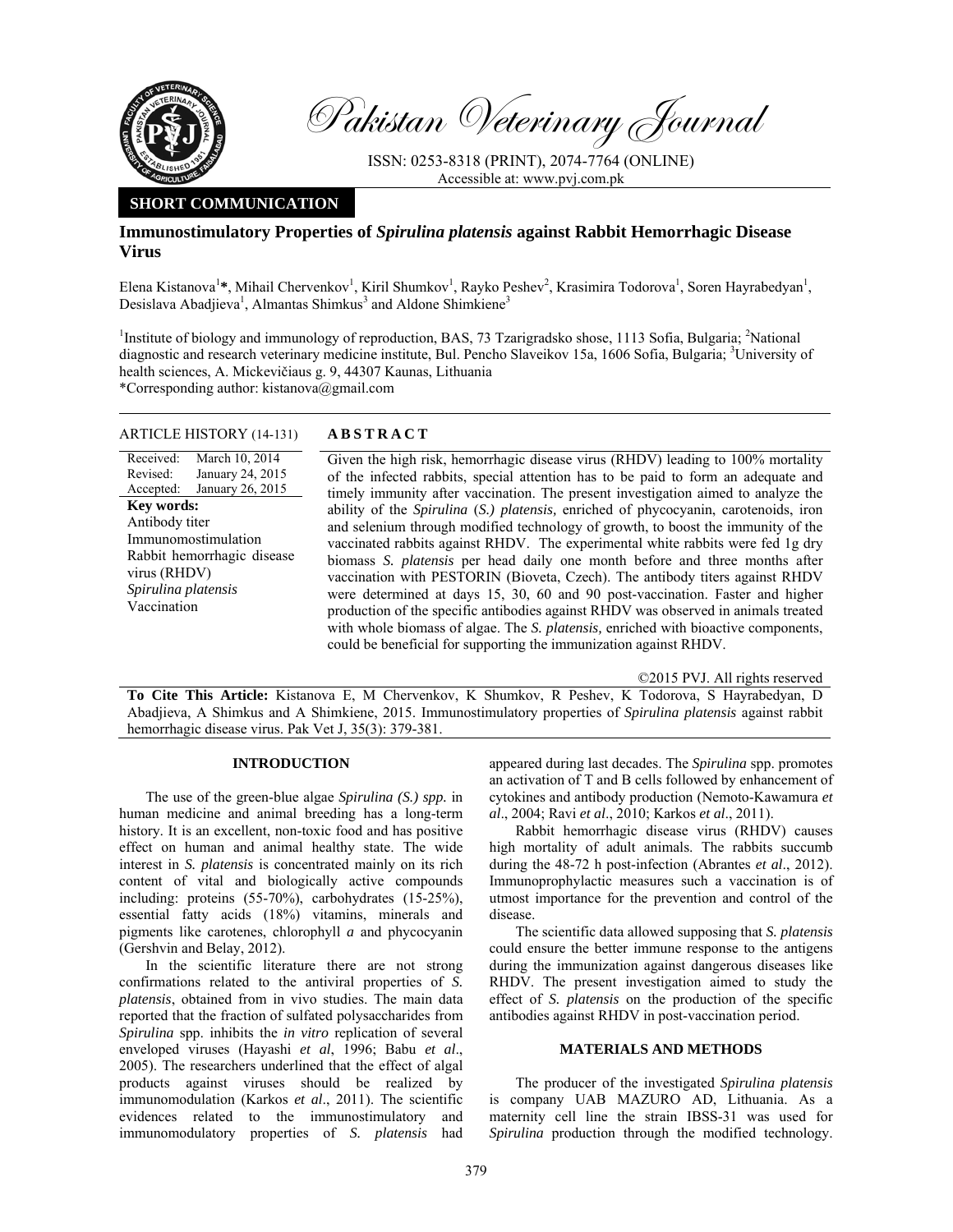# Immunostimulatory Properties of *Spirulina platensis* against Rabbit Hemorrhagic Disease Virus

Elena Kistanova[1]*, Mihail Chervenkov[1], Kiril Shumkov[1], Rayko Peshev[2], Krasimira Todorova[1], Soren Hayrabedyan[1], Desislava Abadjieva[1], Almantas Shimkus[3] and Aldone Shimkiene[3]

[1]Institute of biology and immunology of reproduction, BAS, 73 Tzarigradsko shose, 1113 Sofia, Bulgaria; [2]National diagnostic and research veterinary medicine institute, Bul. Pencho Slaveikov 15a, 1606 Sofia, Bulgaria; [3]University of health sciences, A. Mickevičiaus g. 9, 44307 Kaunas, Lithuania

*Corresponding author: kistanova@gmail.com

**SHORT COMMUNICATION**

**ARTICLE HISTORY (14-131)**

Received: March 10, 2014
Revised: January 24, 2015
Accepted: January 26, 2015

**Key words:**
Antibody titer
Immunomostimulation
Rabbit hemorrhagic disease virus (RHDV)
*Spirulina platensis*
Vaccination

## ABSTRACT

Given the high risk, hemorrhagic disease virus (RHDV) leading to 100% mortality of the infected rabbits, special attention has to be paid to form an adequate and timely immunity after vaccination. The present investigation aimed to analyze the ability of the *Spirulina* (*S.) platensis,* enriched of phycocyanin, carotenoids, iron and selenium through modified technology of growth, to boost the immunity of the vaccinated rabbits against RHDV. The experimental white rabbits were fed 1g dry biomass *S. platensis* per head daily one month before and three months after vaccination with PESTORIN (Bioveta, Czech). The antibody titers against RHDV were determined at days 15, 30, 60 and 90 post-vaccination. Faster and higher production of the specific antibodies against RHDV was observed in animals treated with whole biomass of algae. The *S. platensis,* enriched with bioactive components, could be beneficial for supporting the immunization against RHDV.

©2015 PVJ. All rights reserved

**To Cite This Article:** Kistanova E, M Chervenkov, K Shumkov, R Peshev, K Todorova, S Hayrabedyan, D Abadjieva, A Shimkus and A Shimkiene, 2015. Immunostimulatory properties of *Spirulina platensis* against rabbit hemorrhagic disease virus. Pak Vet J, 35(3): 379-381.

## INTRODUCTION

The use of the green-blue algae *Spirulina (S.) spp.* in human medicine and animal breeding has a long-term history. It is an excellent, non-toxic food and has positive effect on human and animal healthy state. The wide interest in *S. platensis* is concentrated mainly on its rich content of vital and biologically active compounds including: proteins (55-70%), carbohydrates (15-25%), essential fatty acids (18%) vitamins, minerals and pigments like carotenes, chlorophyll *a* and phycocyanin (Gershvin and Belay, 2012).

In the scientific literature there are not strong confirmations related to the antiviral properties of *S. platensis*, obtained from in vivo studies. The main data reported that the fraction of sulfated polysaccharides from *Spirulina* spp. inhibits the *in vitro* replication of several enveloped viruses (Hayashi *et al*, 1996; Babu *et al*., 2005). The researchers underlined that the effect of algal products against viruses should be realized by immunomodulation (Karkos *et al*., 2011). The scientific evidences related to the immunostimulatory and immunomodulatory properties of *S. platensis* had appeared during last decades. The *Spirulina* spp. promotes an activation of T and B cells followed by enhancement of cytokines and antibody production (Nemoto-Kawamura *et al*., 2004; Ravi *et al*., 2010; Karkos *et al*., 2011).

Rabbit hemorrhagic disease virus (RHDV) causes high mortality of adult animals. The rabbits succumb during the 48-72 h post-infection (Abrantes *et al*., 2012). Immunoprophylactic measures such a vaccination is of utmost importance for the prevention and control of the disease.

The scientific data allowed supposing that *S. platensis* could ensure the better immune response to the antigens during the immunization against dangerous diseases like RHDV. The present investigation aimed to study the effect of *S. platensis* on the production of the specific antibodies against RHDV in post-vaccination period.

## MATERIALS AND METHODS

The producer of the investigated *Spirulina platensis* is company UAB MAZURO AD, Lithuania. As a maternity cell line the strain IBSS-31 was used for *Spirulina* production through the modified technology.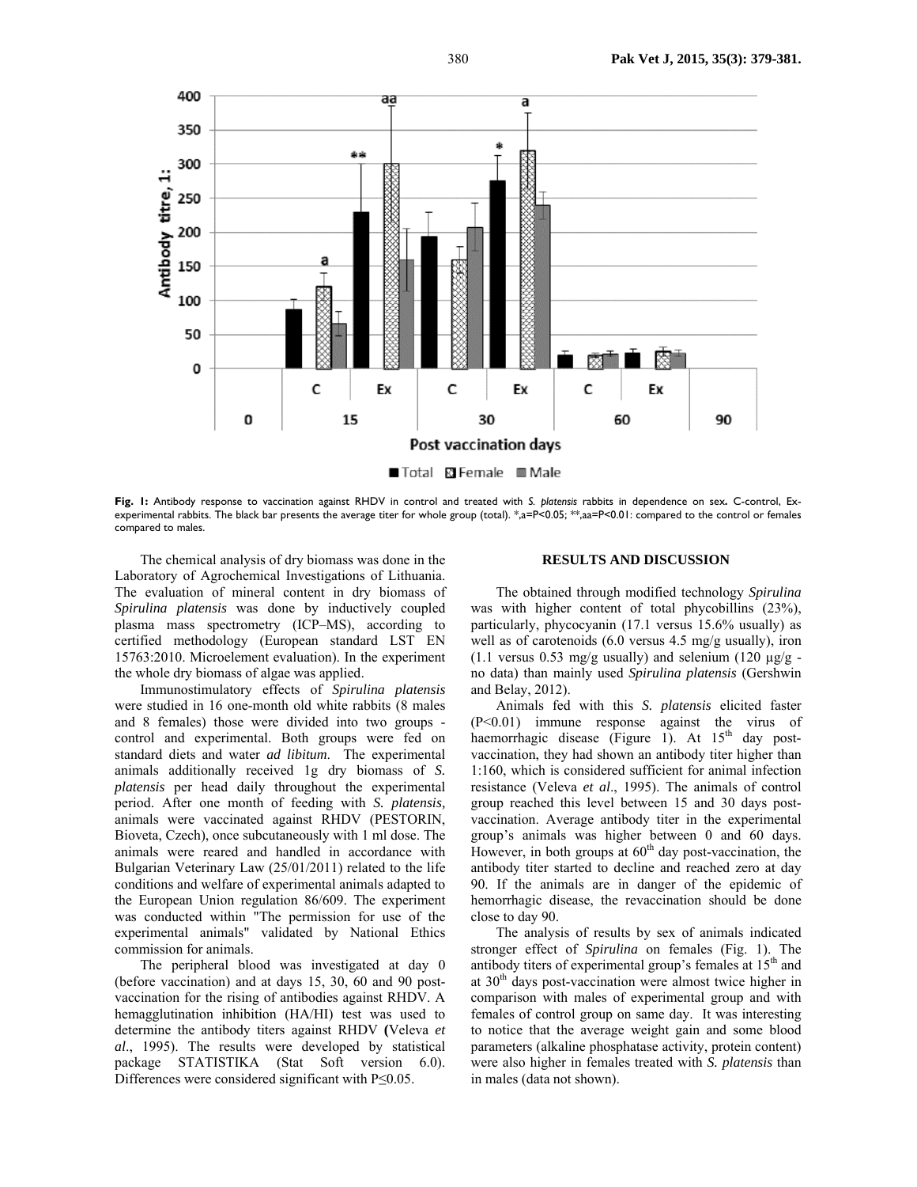Fig. 1: Antibody response to vaccination against RHDV in control and treated with *S. platensis* rabbits in dependence on sex. C-control, Ex-experimental rabbits. The black bar presents the average titer for whole group (total). *,a=P<0.05; **,aa=P<0.01: compared to the control or females compared to males.

The chemical analysis of dry biomass was done in the Laboratory of Agrochemical Investigations of Lithuania. The evaluation of mineral content in dry biomass of *Spirulina platensis* was done by inductively coupled plasma mass spectrometry (ICP–MS), according to certified methodology (European standard LST EN 15763:2010. Microelement evaluation). In the experiment the whole dry biomass of algae was applied.

Immunostimulatory effects of *Spirulina platensis* were studied in 16 one-month old white rabbits (8 males and 8 females) those were divided into two groups - control and experimental. Both groups were fed on standard diets and water *ad libitum*. The experimental animals additionally received 1g dry biomass of *S. platensis* per head daily throughout the experimental period. After one month of feeding with *S. platensis*, animals were vaccinated against RHDV (PESTORIN, Bioveta, Czech), once subcutaneously with 1 ml dose. The animals were reared and handled in accordance with Bulgarian Veterinary Law (25/01/2011) related to the life conditions and welfare of experimental animals adapted to the European Union regulation 86/609. The experiment was conducted within "The permission for use of the experimental animals" validated by National Ethics commission for animals.

The peripheral blood was investigated at day 0 (before vaccination) and at days 15, 30, 60 and 90 post-vaccination for the rising of antibodies against RHDV. A hemagglutination inhibition (HA/HI) test was used to determine the antibody titers against RHDV (Veleva *et al*., 1995). The results were developed by statistical package STATISTIKA (Stat Soft version 6.0). Differences were considered significant with P≤0.05.

## RESULTS AND DISCUSSION

The obtained through modified technology *Spirulina* was with higher content of total phycobillins (23%), particularly, phycocyanin (17.1 versus 15.6% usually) as well as of carotenoids (6.0 versus 4.5 mg/g usually), iron (1.1 versus 0.53 mg/g usually) and selenium (120 µg/g - no data) than mainly used *Spirulina platensis* (Gershwin and Belay, 2012).

Animals fed with this *S. platensis* elicited faster (P<0.01) immune response against the virus of haemorrhagic disease (Figure 1). At 15[th] day post-vaccination, they had shown an antibody titer higher than 1:160, which is considered sufficient for animal infection resistance (Veleva *et al*., 1995). The animals of control group reached this level between 15 and 30 days post-vaccination. Average antibody titer in the experimental group's animals was higher between 0 and 60 days. However, in both groups at 60[th] day post-vaccination, the antibody titer started to decline and reached zero at day 90. If the animals are in danger of the epidemic of hemorrhagic disease, the revaccination should be done close to day 90.

The analysis of results by sex of animals indicated stronger effect of *Spirulina* on females (Fig. 1). The antibody titers of experimental group's females at 15[th] and at 30[th] days post-vaccination were almost twice higher in comparison with males of experimental group and with females of control group on same day. It was interesting to notice that the average weight gain and some blood parameters (alkaline phosphatase activity, protein content) were also higher in females treated with *S. platensis* than in males (data not shown).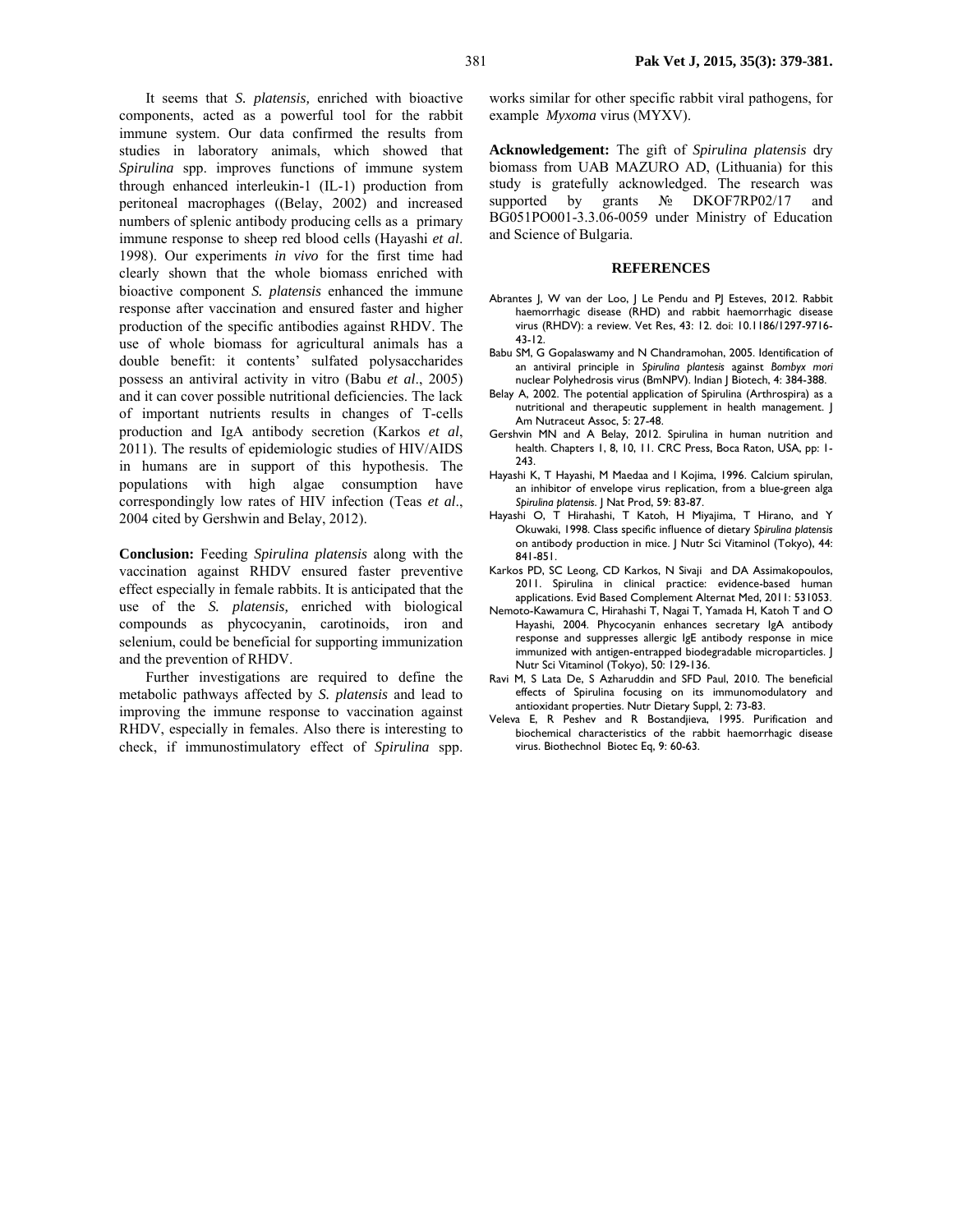It seems that *S. platensis,* enriched with bioactive components, acted as a powerful tool for the rabbit immune system. Our data confirmed the results from studies in laboratory animals, which showed that *Spirulina* spp. improves functions of immune system through enhanced interleukin-1 (IL-1) production from peritoneal macrophages ((Belay, 2002) and increased numbers of splenic antibody producing cells as a primary immune response to sheep red blood cells (Hayashi *et al*. 1998). Our experiments *in vivo* for the first time had clearly shown that the whole biomass enriched with bioactive component *S. platensis* enhanced the immune response after vaccination and ensured faster and higher production of the specific antibodies against RHDV. The use of whole biomass for agricultural animals has a double benefit: it contents' sulfated polysaccharides possess an antiviral activity in vitro (Babu *et al*., 2005) and it can cover possible nutritional deficiencies. The lack of important nutrients results in changes of T-cells production and IgA antibody secretion (Karkos *et al*, 2011). The results of epidemiologic studies of HIV/AIDS in humans are in support of this hypothesis. The populations with high algae consumption have correspondingly low rates of HIV infection (Teas *et al*., 2004 cited by Gershwin and Belay, 2012).

**Conclusion:** Feeding *Spirulina platensis* along with the vaccination against RHDV ensured faster preventive effect especially in female rabbits. It is anticipated that the use of the *S. platensis,* enriched with biological compounds as phycocyanin, carotinoids, iron and selenium, could be beneficial for supporting immunization and the prevention of RHDV.

Further investigations are required to define the metabolic pathways affected by *S. platensis* and lead to improving the immune response to vaccination against RHDV, especially in females. Also there is interesting to check, if immunostimulatory effect of *Spirulina* spp. works similar for other specific rabbit viral pathogens, for example *Myxoma* virus (MYXV).

**Acknowledgement:** The gift of *Spirulina platensis* dry biomass from UAB MAZURO AD, (Lithuania) for this study is gratefully acknowledged. The research was supported by grants № DKOF7RP02/17 and BG051PO001-3.3.06-0059 under Ministry of Education and Science of Bulgaria.

## REFERENCES

Abrantes J, W van der Loo, J Le Pendu and PJ Esteves, 2012. Rabbit haemorrhagic disease (RHD) and rabbit haemorrhagic disease virus (RHDV): a review. Vet Res, 43: 12. doi: 10.1186/1297-9716-43-12.

Babu SM, G Gopalaswamy and N Chandramohan, 2005. Identification of an antiviral principle in *Spirulina plantesis* against *Bombyx mori* nuclear Polyhedrosis virus (BmNPV). Indian J Biotech, 4: 384-388.

Belay A, 2002. The potential application of Spirulina (Arthrospira) as a nutritional and therapeutic supplement in health management. J Am Nutraceut Assoc, 5: 27-48.

Gershvin MN and A Belay, 2012. Spirulina in human nutrition and health. Chapters 1, 8, 10, 11. CRC Press, Boca Raton, USA, pp: 1-243.

Hayashi K, T Hayashi, M Maedaa and I Kojima, 1996. Calcium spirulan, an inhibitor of envelope virus replication, from a blue-green alga *Spirulina platensis*. J Nat Prod, 59: 83-87.

Hayashi O, T Hirahashi, T Katoh, H Miyajima, T Hirano, and Y Okuwaki, 1998. Class specific influence of dietary *Spirulina platensis* on antibody production in mice. J Nutr Sci Vitaminol (Tokyo), 44: 841-851.

Karkos PD, SC Leong, CD Karkos, N Sivaji and DA Assimakopoulos, 2011. Spirulina in clinical practice: evidence-based human applications. Evid Based Complement Alternat Med, 2011: 531053.

Nemoto-Kawamura C, Hirahashi T, Nagai T, Yamada H, Katoh T and O Hayashi, 2004. Phycocyanin enhances secretary IgA antibody response and suppresses allergic IgE antibody response in mice immunized with antigen-entrapped biodegradable microparticles. J Nutr Sci Vitaminol (Tokyo), 50: 129-136.

Ravi M, S Lata De, S Azharuddin and SFD Paul, 2010. The beneficial effects of Spirulina focusing on its immunomodulatory and antioxidant properties. Nutr Dietary Suppl, 2: 73-83.

Veleva E, R Peshev and R Bostandjieva, 1995. Purification and biochemical characteristics of the rabbit haemorrhagic disease virus. Biothechnol Biotec Eq, 9: 60-63.